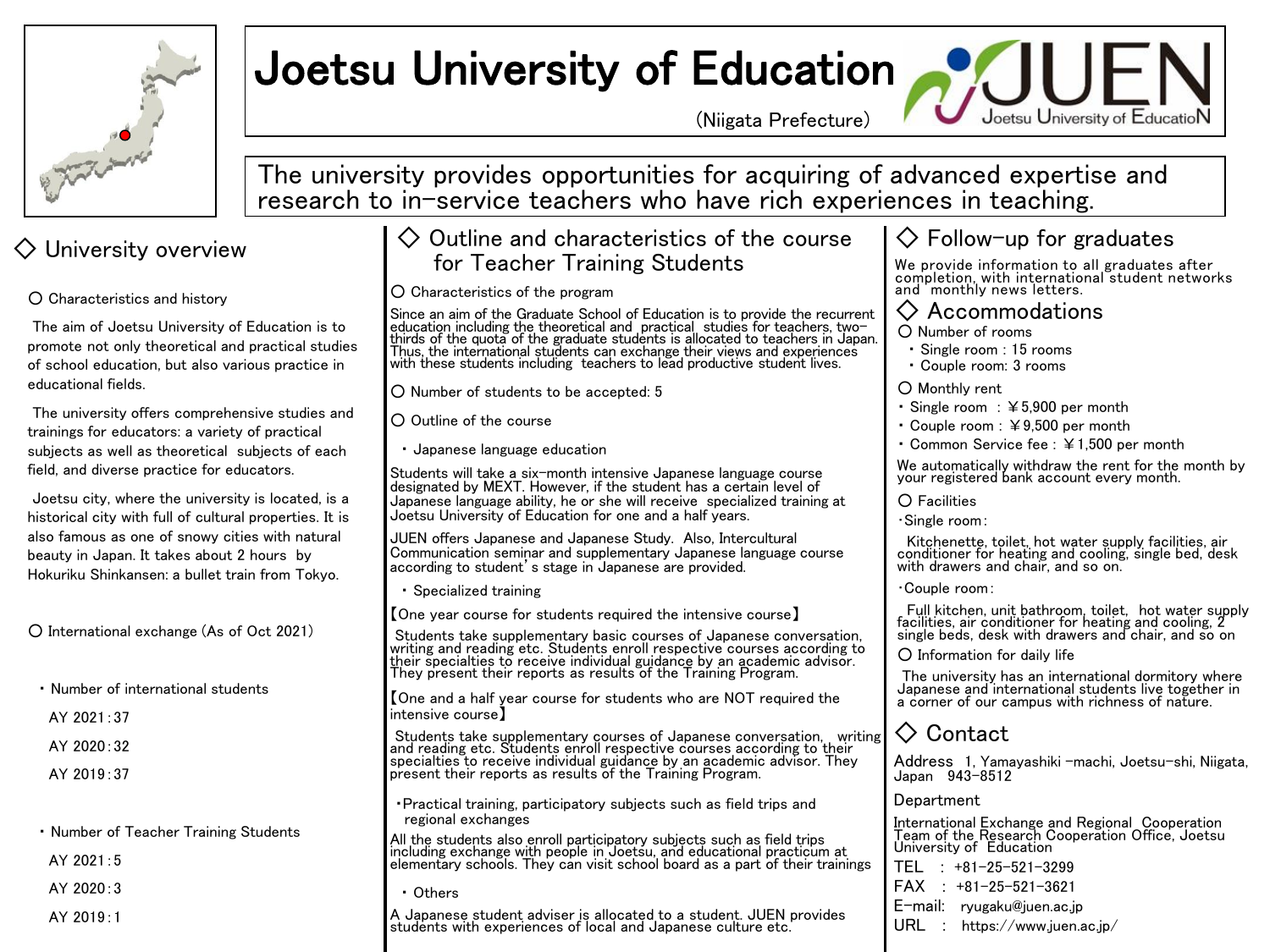# Joetsu University of Education

(Niigata Prefecture)

JUEN Joetsu University of EducatioN

The university provides opportunities for acquiring of advanced expertise and research to in-service teachers who have rich experiences in teaching.

## ◇ University overview

○ Characteristics and history

The aim of Joetsu University of Education is to promote not only theoretical and practical studies of school education, but also various practice in educational fields.

The university offers comprehensive studies and trainings for educators: a variety of practical subjects as well as theoretical subjects of each field, and diverse practice for educators.

Joetsu city, where the university is located, is a historical city with full of cultural properties. It is also famous as one of snowy cities with natural beauty in Japan. It takes about 2 hours by Hokuriku Shinkansen: a bullet train from Tokyo.

○ International exchange (As of Oct 2021)

・Number of international students

AY 2021 : 37

AY 2020 : 32

AY 2019 : 37

・Number of Teacher Training Students

AY 2021 : 5

AY 2020 : 3

AY 2019 : 1

## ◇ Outline and characteristics of the course for Teacher Training Students

○ Characteristics of the program

Since an aim of the Graduate School of Education is to provide the recurrent education including the theoretical and practical studies for teachers, two-thirds of the quota of the graduate students is allocated to teachers in Japan. Thus, the international students can exchange their views and experiences with these students including teachers to lead productive student lives.

○ Number of students to be accepted: 5

○ Outline of the course

・Japanese language education

Students will take a six-month intensive Japanese language course designated by MEXT. However, if the student has a certain level of Japanese language ability, he or she will receive specialized training at Joetsu University of Education for one and a half years.

JUEN offers Japanese and Japanese Study. Also, Intercultural Communication seminar and supplementary Japanese language course according to student's stage in Japanese are provided.

・Specialized training

【One year course for students required the intensive course】

Students take supplementary basic courses of Japanese conversation, writing and reading etc. Students enroll respective courses according to their specialties to receive individual guidance by an academic advisor. They present their reports as results of the Training Program.

【One and a half year course for students who are NOT required the intensive course】

Students take supplementary courses of Japanese conversation, writing and reading etc. Students enroll respective courses according to their specialties to receive individual guidance by an academic advisor. They present their reports as results of the Training Program.

・Practical training, participatory subjects such as field trips and regional exchanges

All the students also enroll participatory subjects such as field trips including exchange with people in Joetsu, and educational practicum at elementary schools. They can visit school board as a part of their trainings

・Others

A Japanese student adviser is allocated to a student. JUEN provides students with experiences of local and Japanese culture etc.

## ◇ Follow-up for graduates

We provide information to all graduates after completion, with international student networks and monthly news letters.

## ◇ Accommodations

○ Number of rooms

・Single room : 15 rooms

・Couple room: 3 rooms

○ Monthly rent

・Single room : ￥5,900 per month

・Couple room : ￥9,500 per month

・Common Service fee : ￥1,500 per month

We automatically withdraw the rent for the month by your registered bank account every month.

○ Facilities

・Single room :

Kitchenette, toilet, hot water supply facilities, air conditioner for heating and cooling, single bed, desk with drawers and chair, and so on.

・Couple room :

Full kitchen, unit bathroom, toilet, hot water supply facilities, air conditioner for heating and cooling, 2 single beds, desk with drawers and chair, and so on

○ Information for daily life

The university has an international dormitory where Japanese and international students live together in a corner of our campus with richness of nature.

## ◇ Contact

Address 1, Yamayashiki -machi, Joetsu-shi, Niigata, Japan 943-8512

Department

International Exchange and Regional Cooperation Team of the Research Cooperation Office, Joetsu University of Education

TEL : +81-25-521-3299

FAX : +81-25-521-3621

E-mail: ryugaku@juen.ac.jp

URL : https://www.juen.ac.jp/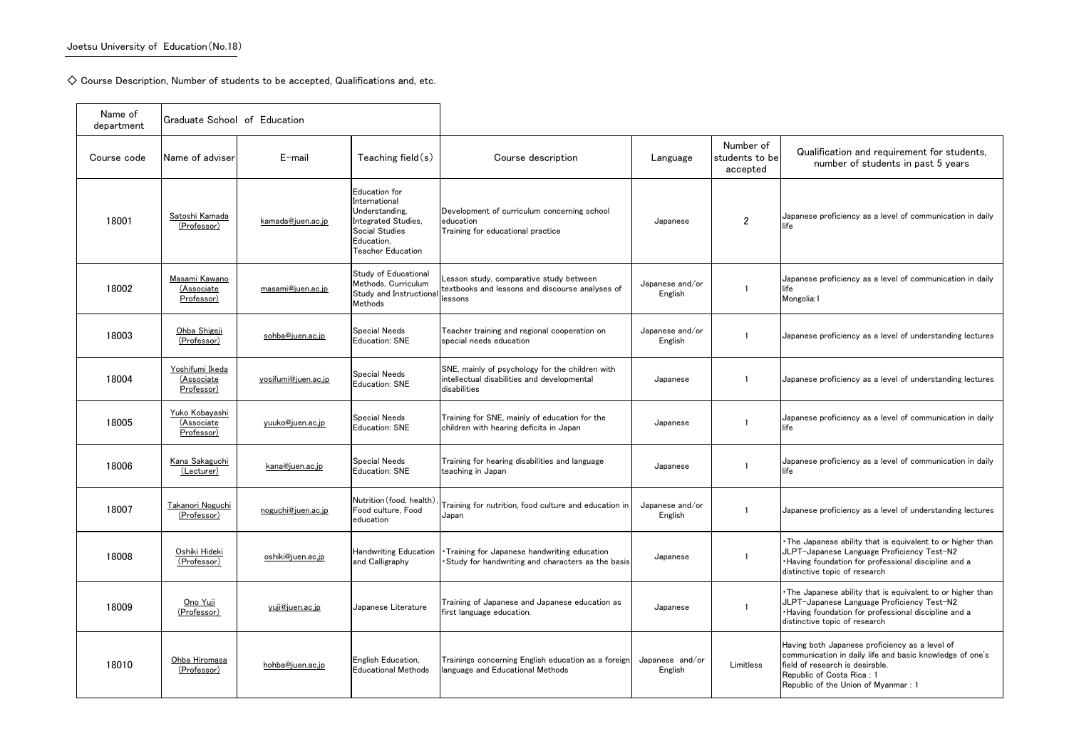Joetsu University of Education (No.18)

◇ Course Description, Number of students to be accepted, Qualifications and, etc.

| Name of department | Graduate School of Education | | | | | | |
|---|---|---|---|---|---|---|---|
| Course code | Name of adviser | E-mail | Teaching field(s) | Course description | Language | Number of students to be accepted | Qualification and requirement for students, number of students in past 5 years |
| 18001 | Satoshi Kamada (Professor) | kamada@juen.ac.jp | Education for International Understanding, Integrated Studies, Social Studies Education, Teacher Education | Development of curriculum concerning school education<br>Training for educational practice | Japanese | 2 | Japanese proficiency as a level of communication in daily life |
| 18002 | Masami Kawano (Associate Professor) | masami@juen.ac.jp | Study of Educational Methods, Curriculum Study and Instructional Methods | Lesson study, comparative study between textbooks and lessons and discourse analyses of lessons | Japanese and/or English | 1 | Japanese proficiency as a level of communication in daily life<br>Mongolia:1 |
| 18003 | Ohba Shigeji (Professor) | sohba@juen.ac.jp | Special Needs Education: SNE | Teacher training and regional cooperation on special needs education | Japanese and/or English | 1 | Japanese proficiency as a level of understanding lectures |
| 18004 | Yoshifumi Ikeda (Associate Professor) | yosifumi@juen.ac.jp | Special Needs Education: SNE | SNE, mainly of psychology for the children with intellectual disabilities and developmental disabilities | Japanese | 1 | Japanese proficiency as a level of understanding lectures |
| 18005 | Yuko Kobayashi (Associate Professor) | yuuko@juen.ac.jp | Special Needs Education: SNE | Training for SNE, mainly of education for the children with hearing deficits in Japan | Japanese | 1 | Japanese proficiency as a level of communication in daily life |
| 18006 | Kana Sakaguchi (Lecturer) | kana@juen.ac.jp | Special Needs Education: SNE | Training for hearing disabilities and language teaching in Japan | Japanese | 1 | Japanese proficiency as a level of communication in daily life |
| 18007 | Takanori Noguchi (Professor) | noguchi@juen.ac.jp | Nutrition(food, health), Food culture, Food education | Training for nutrition, food culture and education in Japan | Japanese and/or English | 1 | Japanese proficiency as a level of understanding lectures |
| 18008 | Oshiki Hideki (Professor) | oshiki@juen.ac.jp | Handwriting Education and Calligraphy | ・Training for Japanese handwriting education<br>・Study for handwriting and characters as the basis | Japanese | 1 | ・The Japanese ability that is equivalent to or higher than JLPT-Japanese Language Proficiency Test-N2<br>・Having foundation for professional discipline and a distinctive topic of research |
| 18009 | Ono Yuji (Professor) | yuji@juen.ac.jp | Japanese Literature | Training of Japanese and Japanese education as first language education. | Japanese | 1 | ・The Japanese ability that is equivalent to or higher than JLPT-Japanese Language Proficiency Test-N2<br>・Having foundation for professional discipline and a distinctive topic of research |
| 18010 | Ohba Hiromasa (Professor) | hohba@juen.ac.jp | English Education, Educational Methods | Trainings concerning English education as a foreign language and Educational Methods | Japanese and/or English | Limitless | Having both Japanese proficiency as a level of communication in daily life and basic knowledge of one's field of research is desirable.<br>Republic of Costa Rica : 1<br>Republic of the Union of Myanmar : 1 |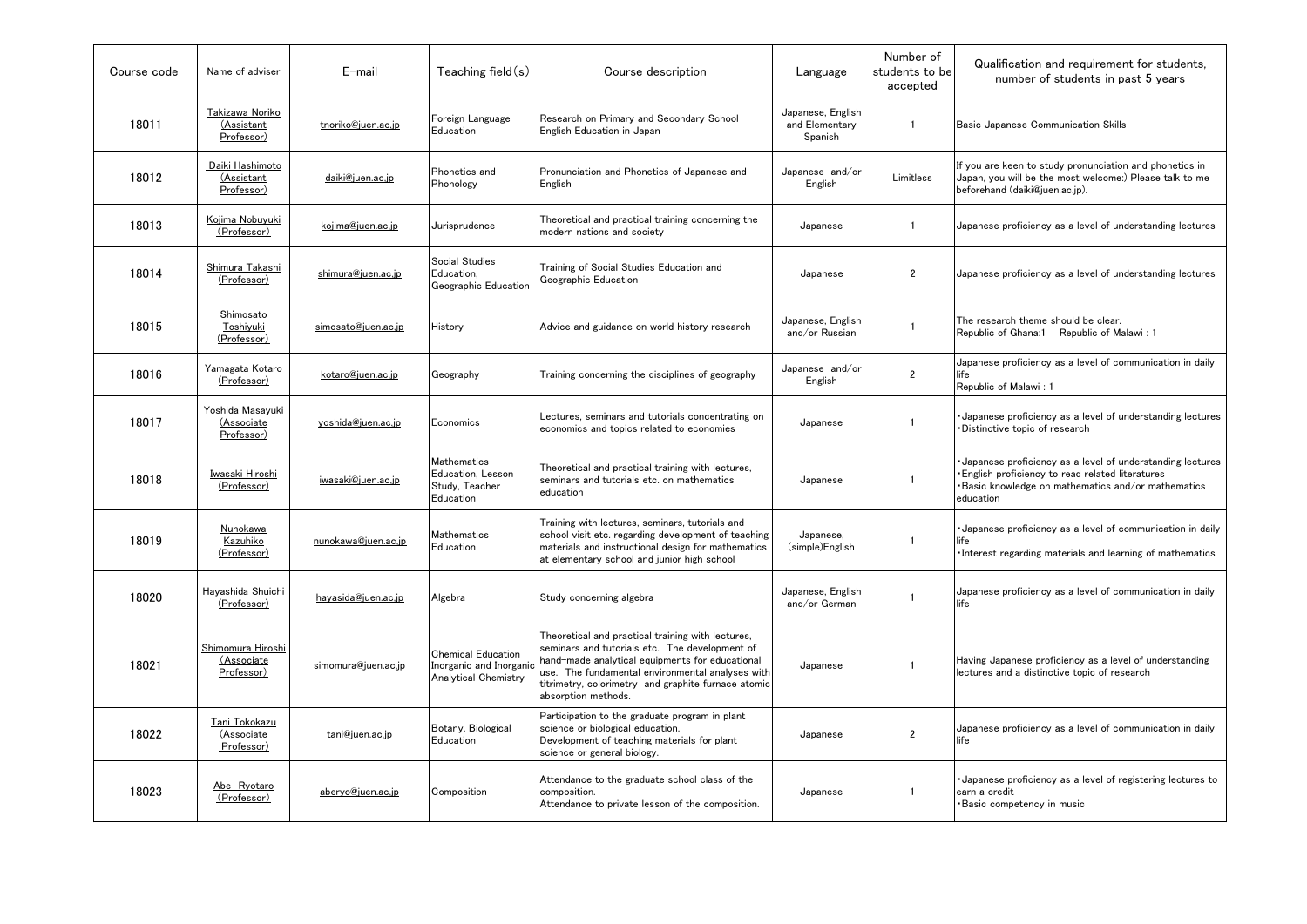| Course code | Name of adviser | E-mail | Teaching field(s) | Course description | Language | Number of students to be accepted | Qualification and requirement for students, number of students in past 5 years |
|---|---|---|---|---|---|---|---|
| 18011 | Takizawa Noriko (Assistant Professor) | tnoriko@juen.ac.jp | Foreign Language Education | Research on Primary and Secondary School English Education in Japan | Japanese, English and Elementary Spanish | 1 | Basic Japanese Communication Skills |
| 18012 | Daiki Hashimoto (Assistant Professor) | daiki@juen.ac.jp | Phonetics and Phonology | Pronunciation and Phonetics of Japanese and English | Japanese and/or English | Limitless | If you are keen to study pronunciation and phonetics in Japan, you will be the most welcome:) Please talk to me beforehand (daiki@juen.ac.jp). |
| 18013 | Kojima Nobuyuki (Professor) | kojima@juen.ac.jp | Jurisprudence | Theoretical and practical training concerning the modern nations and society | Japanese | 1 | Japanese proficiency as a level of understanding lectures |
| 18014 | Shimura Takashi (Professor) | shimura@juen.ac.jp | Social Studies Education, Geographic Education | Training of Social Studies Education and Geographic Education | Japanese | 2 | Japanese proficiency as a level of understanding lectures |
| 18015 | Shimosato Toshiyuki (Professor) | simosato@juen.ac.jp | History | Advice and guidance on world history research | Japanese, English and/or Russian | 1 | The research theme should be clear.<br>Republic of Ghana:1 Republic of Malawi : 1 |
| 18016 | Yamagata Kotaro (Professor) | kotaro@juen.ac.jp | Geography | Training concerning the disciplines of geography | Japanese and/or English | 2 | Japanese proficiency as a level of communication in daily life<br>Republic of Malawi : 1 |
| 18017 | Yoshida Masayuki (Associate Professor) | yoshida@juen.ac.jp | Economics | Lectures, seminars and tutorials concentrating on economics and topics related to economies | Japanese | 1 | ･Japanese proficiency as a level of understanding lectures<br>･Distinctive topic of research |
| 18018 | Iwasaki Hiroshi (Professor) | iwasaki@juen.ac.jp | Mathematics Education, Lesson Study, Teacher Education | Theoretical and practical training with lectures, seminars and tutorials etc. on mathematics education | Japanese | 1 | ･Japanese proficiency as a level of understanding lectures<br>･English proficiency to read related literatures<br>･Basic knowledge on mathematics and/or mathematics education |
| 18019 | Nunokawa Kazuhiko (Professor) | nunokawa@juen.ac.jp | Mathematics Education | Training with lectures, seminars, tutorials and school visit etc. regarding development of teaching materials and instructional design for mathematics at elementary school and junior high school | Japanese, (simple)English | 1 | ･Japanese proficiency as a level of communication in daily life<br>･Interest regarding materials and learning of mathematics |
| 18020 | Hayashida Shuichi (Professor) | hayasida@juen.ac.jp | Algebra | Study concerning algebra | Japanese, English and/or German | 1 | Japanese proficiency as a level of communication in daily life |
| 18021 | Shimomura Hiroshi (Associate Professor) | simomura@juen.ac.jp | Chemical Education Inorganic and Inorganic Analytical Chemistry | Theoretical and practical training with lectures, seminars and tutorials etc. The development of hand-made analytical equipments for educational use. The fundamental environmental analyses with titrimetry, colorimetry and graphite furnace atomic absorption methods. | Japanese | 1 | Having Japanese proficiency as a level of understanding lectures and a distinctive topic of research |
| 18022 | Tani Tokokazu (Associate Professor) | tani@juen.ac.jp | Botany, Biological Education | Participation to the graduate program in plant science or biological education.<br>Development of teaching materials for plant science or general biology. | Japanese | 2 | Japanese proficiency as a level of communication in daily life |
| 18023 | Abe Ryotaro (Professor) | aberyo@juen.ac.jp | Composition | Attendance to the graduate school class of the composition.<br>Attendance to private lesson of the composition. | Japanese | 1 | ･Japanese proficiency as a level of registering lectures to earn a credit<br>･Basic competency in music |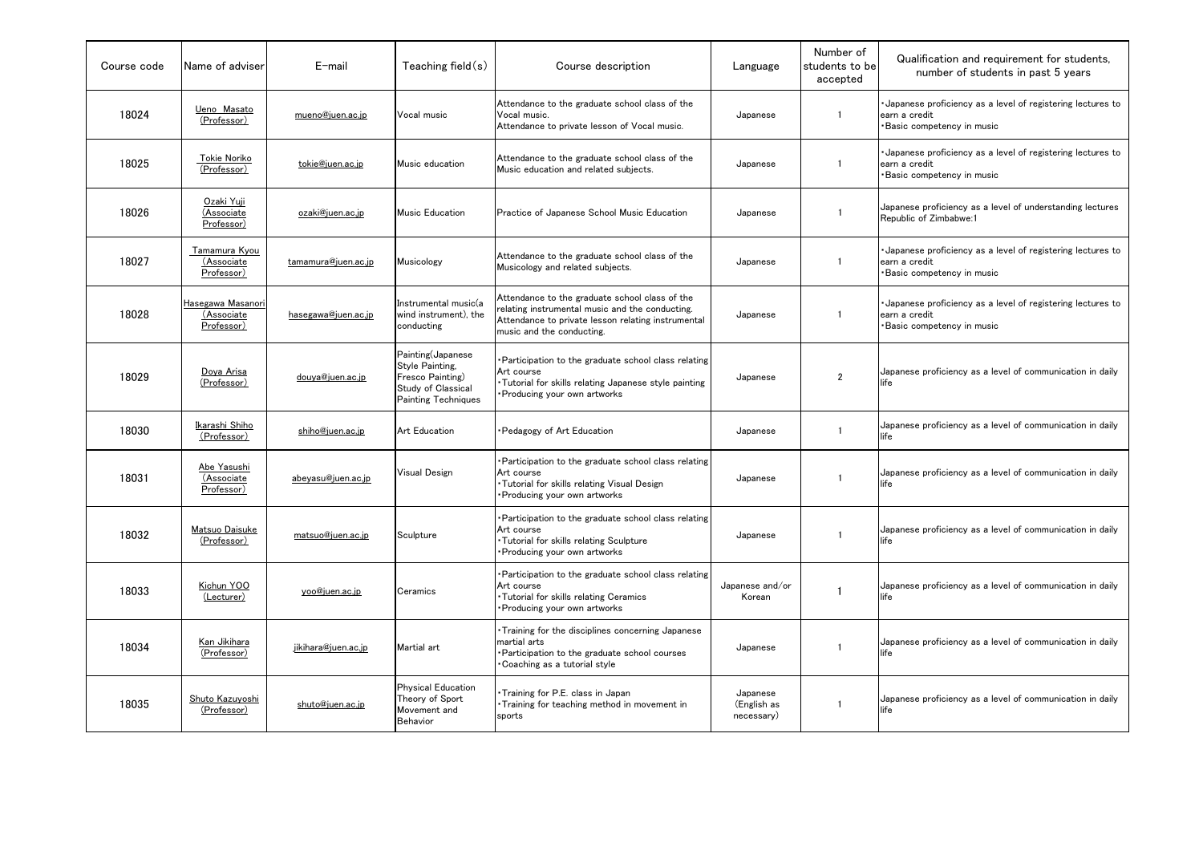| Course code | Name of adviser | E-mail | Teaching field(s) | Course description | Language | Number of students to be accepted | Qualification and requirement for students, number of students in past 5 years |
|---|---|---|---|---|---|---|---|
| 18024 | Ueno Masato (Professor) | mueno@juen.ac.jp | Vocal music | Attendance to the graduate school class of the Vocal music.<br>Attendance to private lesson of Vocal music. | Japanese | 1 | ・Japanese proficiency as a level of registering lectures to earn a credit<br>・Basic competency in music |
| 18025 | Tokie Noriko (Professor) | tokie@juen.ac.jp | Music education | Attendance to the graduate school class of the Music education and related subjects. | Japanese | 1 | ・Japanese proficiency as a level of registering lectures to earn a credit<br>・Basic competency in music |
| 18026 | Ozaki Yuji (Associate Professor) | ozaki@juen.ac.jp | Music Education | Practice of Japanese School Music Education | Japanese | 1 | Japanese proficiency as a level of understanding lectures<br>Republic of Zimbabwe:1 |
| 18027 | Tamamura Kyou (Associate Professor) | tamamura@juen.ac.jp | Musicology | Attendance to the graduate school class of the Musicology and related subjects. | Japanese | 1 | ・Japanese proficiency as a level of registering lectures to earn a credit<br>・Basic competency in music |
| 18028 | Hasegawa Masanori (Associate Professor) | hasegawa@juen.ac.jp | Instrumental music(a wind instrument), the conducting | Attendance to the graduate school class of the relating instrumental music and the conducting.<br>Attendance to private lesson relating instrumental music and the conducting. | Japanese | 1 | ・Japanese proficiency as a level of registering lectures to earn a credit<br>・Basic competency in music |
| 18029 | Doya Arisa (Professor) | douya@juen.ac.jp | Painting(Japanese Style Painting, Fresco Painting)<br>Study of Classical Painting Techniques | ・Participation to the graduate school class relating Art course<br>・Tutorial for skills relating Japanese style painting<br>・Producing your own artworks | Japanese | 2 | Japanese proficiency as a level of communication in daily life |
| 18030 | Ikarashi Shiho (Professor) | shiho@juen.ac.jp | Art Education | ・Pedagogy of Art Education | Japanese | 1 | Japanese proficiency as a level of communication in daily life |
| 18031 | Abe Yasushi (Associate Professor) | abeyasu@juen.ac.jp | Visual Design | ・Participation to the graduate school class relating Art course<br>・Tutorial for skills relating Visual Design<br>・Producing your own artworks | Japanese | 1 | Japanese proficiency as a level of communication in daily life |
| 18032 | Matsuo Daisuke (Professor) | matsuo@juen.ac.jp | Sculpture | ・Participation to the graduate school class relating Art course<br>・Tutorial for skills relating Sculpture<br>・Producing your own artworks | Japanese | 1 | Japanese proficiency as a level of communication in daily life |
| 18033 | Kichun YOO (Lecturer) | yoo@juen.ac.jp | Ceramics | ・Participation to the graduate school class relating Art course<br>・Tutorial for skills relating Ceramics<br>・Producing your own artworks | Japanese and/or Korean | 1 | Japanese proficiency as a level of communication in daily life |
| 18034 | Kan Jikihara (Professor) | jikihara@juen.ac.jp | Martial art | ・Training for the disciplines concerning Japanese martial arts<br>・Participation to the graduate school courses<br>・Coaching as a tutorial style | Japanese | 1 | Japanese proficiency as a level of communication in daily life |
| 18035 | Shuto Kazuyoshi (Professor) | shuto@juen.ac.jp | Physical Education Theory of Sport Movement and Behavior | ・Training for P.E. class in Japan<br>・Training for teaching method in movement in sports | Japanese (English as necessary) | 1 | Japanese proficiency as a level of communication in daily life |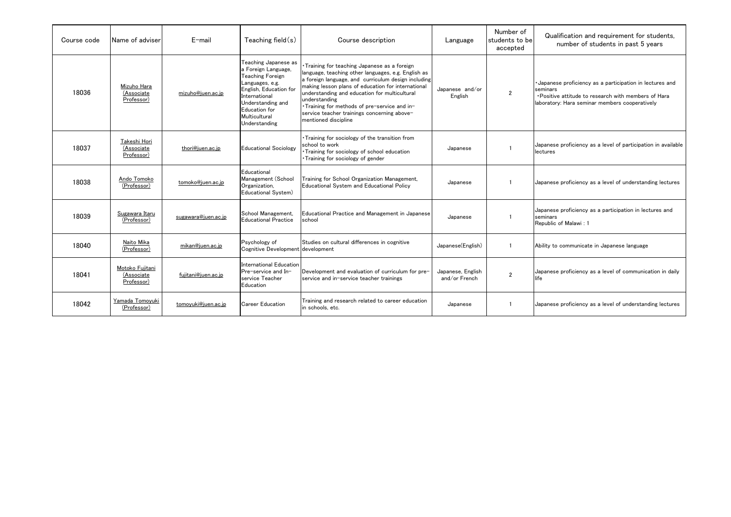| Course code | Name of adviser | E-mail | Teaching field(s) | Course description | Language | Number of students to be accepted | Qualification and requirement for students, number of students in past 5 years |
|---|---|---|---|---|---|---|---|
| 18036 | Mizuho Hara (Associate Professor) | mizuho@juen.ac.jp | Teaching Japanese as a Foreign Language, Teaching Foreign Languages, e.g. English, Education for International Understanding and Education for Multicultural Understanding | ･Training for teaching Japanese as a foreign language, teaching other languages, e.g. English as a foreign language, and curriculum design including making lesson plans of education for international understanding and education for multicultural understanding<br>･Training for methods of pre-service and in-service teacher trainings concerning above-mentioned discipline | Japanese and/or English | 2 | ･Japanese proficiency as a participation in lectures and seminars<br>･Positive attitude to research with members of Hara laboratory: Hara seminar members cooperatively |
| 18037 | Takeshi Hori (Associate Professor) | thori@juen.ac.jp | Educational Sociology | ･Training for sociology of the transition from school to work<br>･Training for sociology of school education<br>･Training for sociology of gender | Japanese | 1 | Japanese proficiency as a level of participation in available lectures |
| 18038 | Ando Tomoko (Professor) | tomoko@juen.ac.jp | Educational Management (School Organization, Educational System) | Training for School Organization Management, Educational System and Educational Policy | Japanese | 1 | Japanese proficiency as a level of understanding lectures |
| 18039 | Sugawara Itaru (Professor) | sugawara@juen.ac.jp | School Management, Educational Practice | Educational Practice and Management in Japanese school | Japanese | 1 | Japanese proficiency as a participation in lectures and seminars<br>Republic of Malawi : 1 |
| 18040 | Naito Mika (Professor) | mikan@juen.ac.jp | Psychology of Cognitive Development | Studies on cultural differences in cognitive development | Japanese(English) | 1 | Ability to communicate in Japanese language |
| 18041 | Motoko Fujitani (Associate Professor) | fujitani@juen.ac.jp | International Education Pre-service and In-service Teacher Education | Development and evaluation of curriculum for pre-service and in-service teacher trainings | Japanese, English and/or French | 2 | Japanese proficiency as a level of communication in daily life |
| 18042 | Yamada Tomoyuki (Professor) | tomoyuki@juen.ac.jp | Career Education | Training and research related to career education in schools, etc. | Japanese | 1 | Japanese proficiency as a level of understanding lectures |